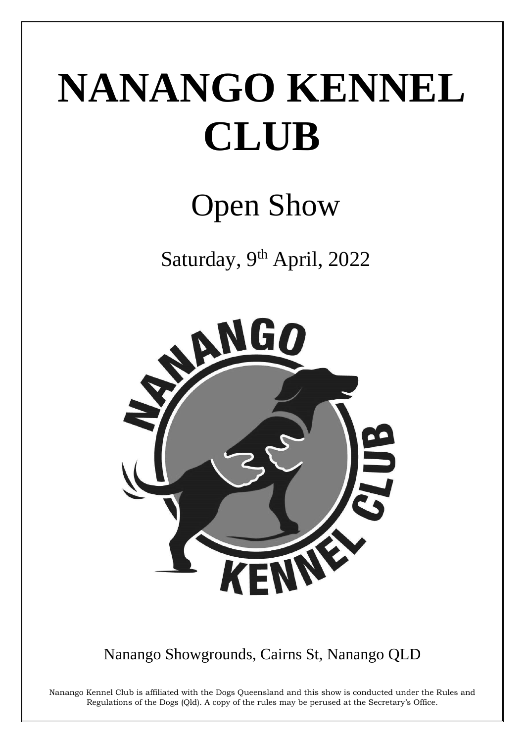# NANANGO KENNEL CLUB

## Open Show

Saturday, 9th April, 2022

Nanango Showgrounds, Cairns St, Nanango QLD

Nanango Kennel Club is affiliated with the Dogs Queensland and this show is conducted under the Rules and Regulations of the Dogs (Qld). A copy of the rules may be perused at the Secretary's Office.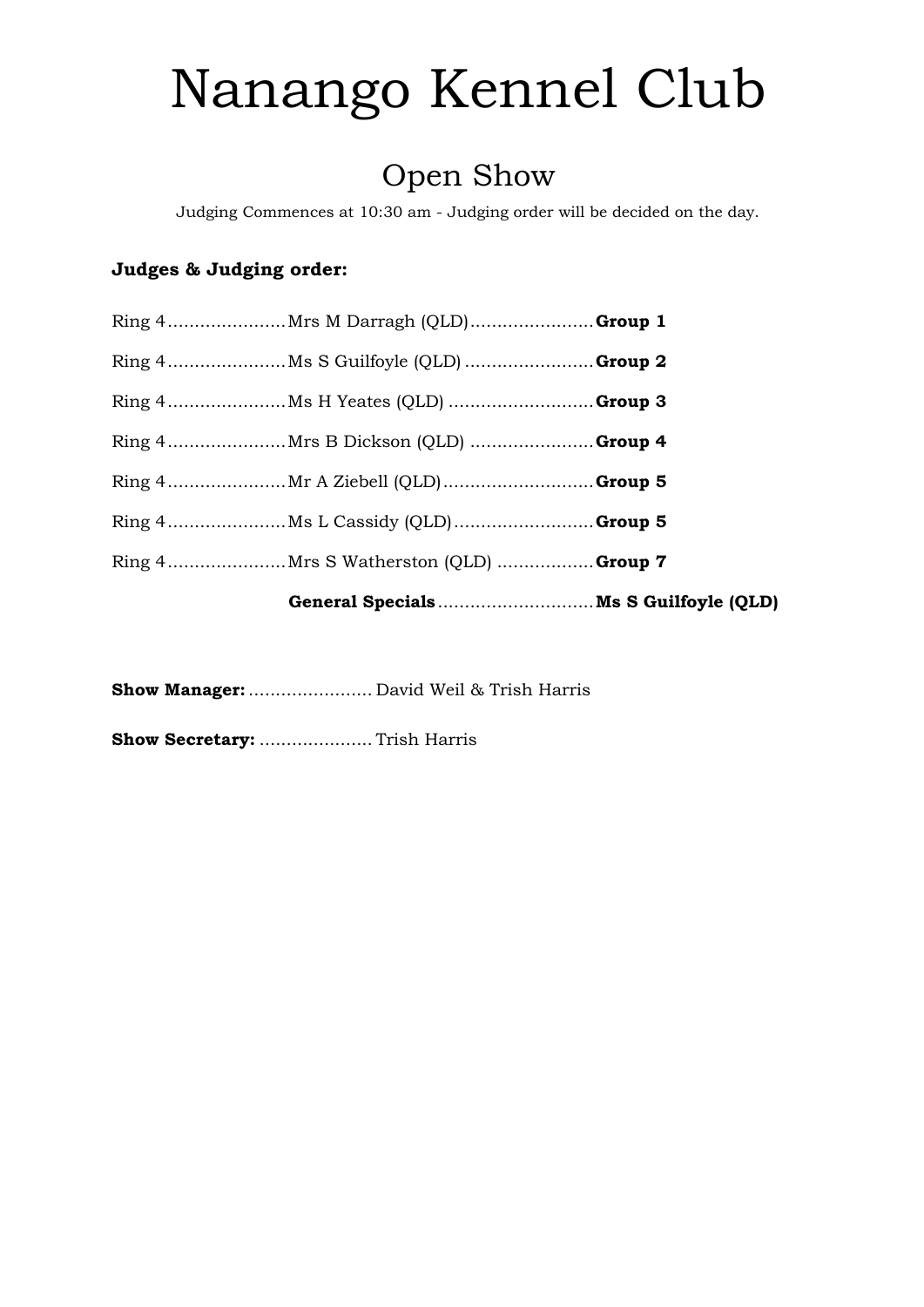# Nanango Kennel Club

## Open Show

Judging Commences at 10:30 am - Judging order will be decided on the day.

**Judges & Judging order:**

Ring 4......................Mrs M Darragh (QLD).......................**Group 1**

Ring 4......................Ms S Guilfoyle (QLD) ........................**Group 2**

Ring 4......................Ms H Yeates (QLD) ...........................**Group 3**

Ring 4......................Mrs B Dickson (QLD) .......................**Group 4**

Ring 4......................Mr A Ziebell (QLD)............................**Group 5**

Ring 4......................Ms L Cassidy (QLD)..........................**Group 5**

Ring 4......................Mrs S Watherston (QLD) ..................**Group 7**

**General Specials**.............................**Ms S Guilfoyle (QLD)**

**Show Manager:** ....................... David Weil & Trish Harris

**Show Secretary:** ..................... Trish Harris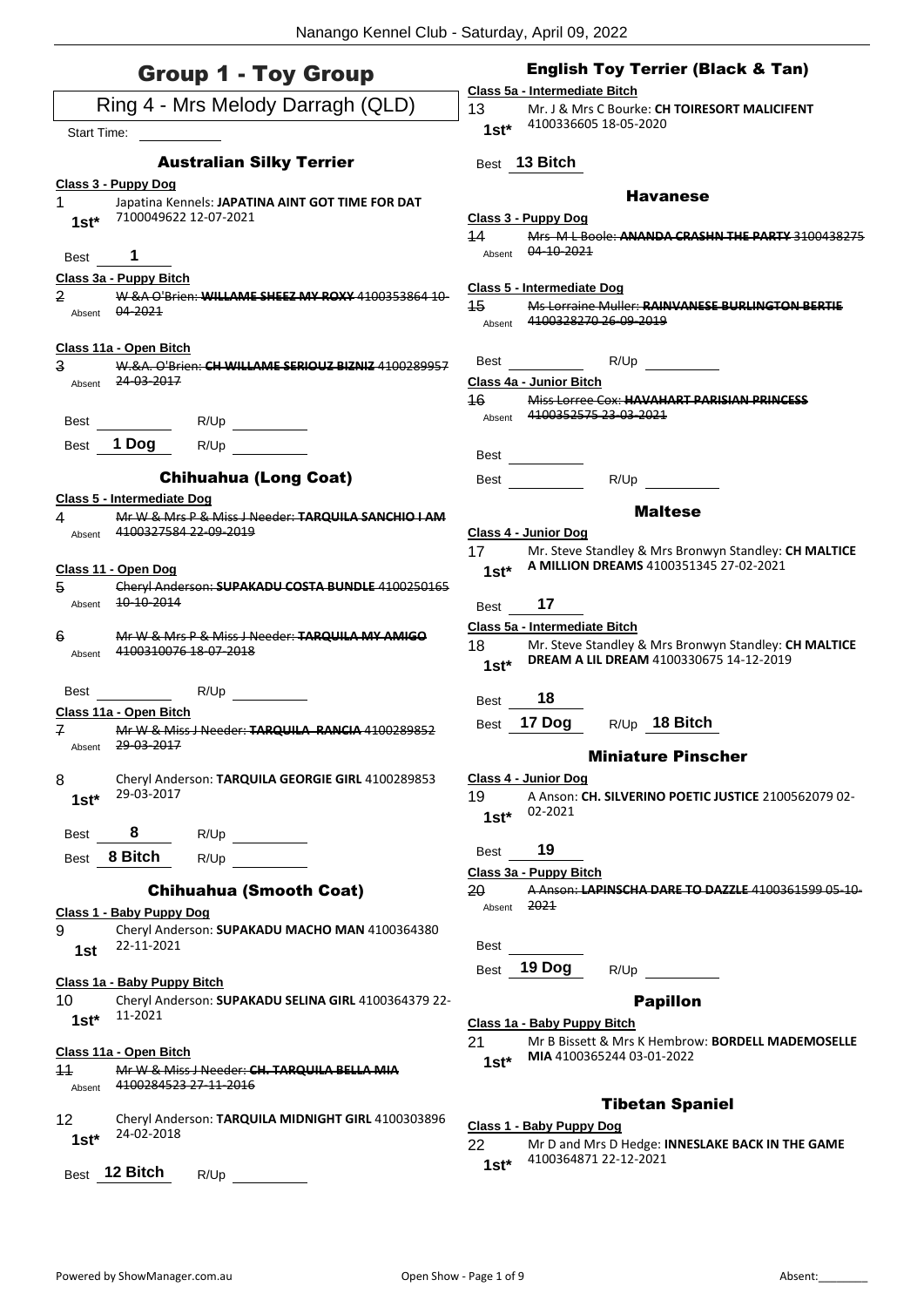# Group 1 - Toy Group

## Ring 4 - Mrs Melody Darragh (QLD)

Start Time: ___________

### Australian Silky Terrier

**Class 3 - Puppy Dog**

1 Japatina Kennels: **JAPATINA AINT GOT TIME FOR DAT** 7100049622 12-07-2021
**1st***

Best **1**

**Class 3a - Puppy Bitch**

2 ~~W &A O'Brien: **WILLAME SHEEZ MY ROXY** 4100353864 10-04-2021~~
Absent

**Class 11a - Open Bitch**

3 ~~W.&A. O'Brien: **CH WILLAME SERIOUZ BIZNIZ** 4100289957 24-03-2017~~
Absent

Best ___________ R/Up ___________

Best **1 Dog** R/Up ___________

### Chihuahua (Long Coat)

**Class 5 - Intermediate Dog**

4 ~~Mr W & Mrs P & Miss J Needer: **TARQUILA SANCHIO I AM** 4100327584 22-09-2019~~
Absent

**Class 11 - Open Dog**

5 ~~Cheryl Anderson: **SUPAKADU COSTA BUNDLE** 4100250165 10-10-2014~~
Absent

6 ~~Mr W & Mrs P & Miss J Needer: **TARQUILA MY AMIGO** 4100310076 18-07-2018~~
Absent

Best ___________ R/Up ___________

**Class 11a - Open Bitch**

7 ~~Mr W & Miss J Needer: **TARQUILA RANCIA** 4100289852 29-03-2017~~
Absent

8 Cheryl Anderson: **TARQUILA GEORGIE GIRL** 4100289853 29-03-2017
**1st***

Best **8** R/Up ___________

Best **8 Bitch** R/Up ___________

### Chihuahua (Smooth Coat)

**Class 1 - Baby Puppy Dog**

9 Cheryl Anderson: **SUPAKADU MACHO MAN** 4100364380 22-11-2021
**1st**

**Class 1a - Baby Puppy Bitch**

10 Cheryl Anderson: **SUPAKADU SELINA GIRL** 4100364379 22-11-2021
**1st***

**Class 11a - Open Bitch**

11 ~~Mr W & Miss J Needer: **CH. TARQUILA BELLA MIA** 4100284523 27-11-2016~~
Absent

12 Cheryl Anderson: **TARQUILA MIDNIGHT GIRL** 4100303896 24-02-2018
**1st***

Best **12 Bitch** R/Up ___________

### English Toy Terrier (Black & Tan)

**Class 5a - Intermediate Bitch**

13 Mr. J & Mrs C Bourke: **CH TOIRESORT MALICIFENT** 4100336605 18-05-2020
**1st***

Best **13 Bitch**

### Havanese

**Class 3 - Puppy Dog**

14 ~~Mrs M L Boole: **ANANDA CRASHN THE PARTY** 3100438275 04-10-2021~~
Absent

**Class 5 - Intermediate Dog**

15 ~~Ms Lorraine Muller: **RAINVANESE BURLINGTON BERTIE** 4100328270 26-09-2019~~
Absent

Best ___________ R/Up ___________

**Class 4a - Junior Bitch**

16 ~~Miss Lorree Cox: **HAVAHART PARISIAN PRINCESS** 4100352575 23-03-2021~~
Absent

Best ___________

Best ___________ R/Up ___________

### Maltese

**Class 4 - Junior Dog**

17 Mr. Steve Standley & Mrs Bronwyn Standley: **CH MALTICE A MILLION DREAMS** 4100351345 27-02-2021
**1st***

Best **17**

**Class 5a - Intermediate Bitch**

18 Mr. Steve Standley & Mrs Bronwyn Standley: **CH MALTICE DREAM A LIL DREAM** 4100330675 14-12-2019
**1st***

Best **18**

Best **17 Dog** R/Up **18 Bitch**

### Miniature Pinscher

**Class 4 - Junior Dog**

19 A Anson: **CH. SILVERINO POETIC JUSTICE** 2100562079 02-02-2021
**1st***

Best **19**

**Class 3a - Puppy Bitch**

20 ~~A Anson: **LAPINSCHA DARE TO DAZZLE** 4100361599 05-10-2021~~
Absent

Best ___________

Best **19 Dog** R/Up ___________

### Papillon

**Class 1a - Baby Puppy Bitch**

21 Mr B Bissett & Mrs K Hembrow: **BORDELL MADEMOSELLE MIA** 4100365244 03-01-2022
**1st***

### Tibetan Spaniel

**Class 1 - Baby Puppy Dog**

22 Mr D and Mrs D Hedge: **INNESLAKE BACK IN THE GAME** 4100364871 22-12-2021
**1st***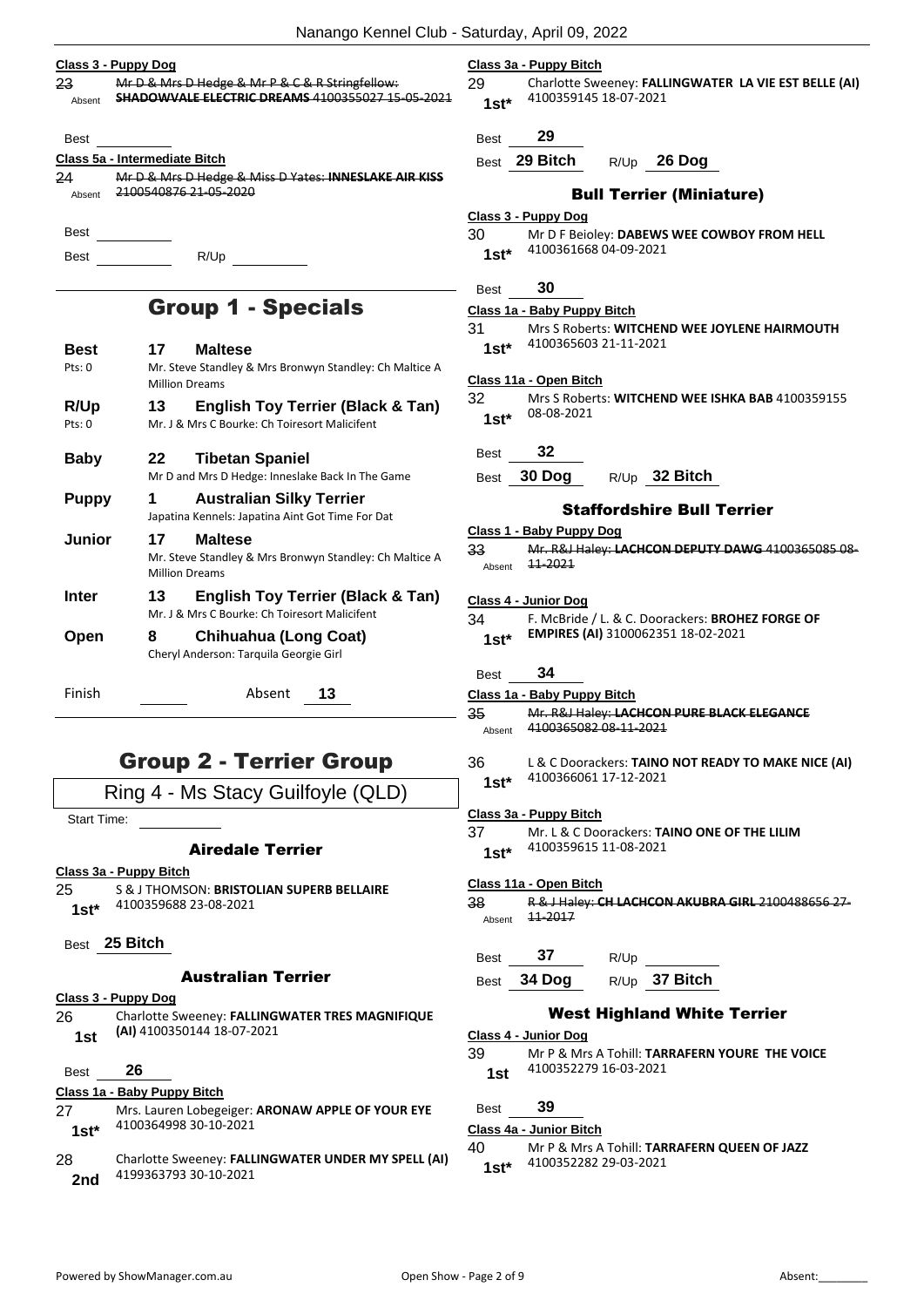**Class 3 - Puppy Dog**

23 ~~Mr D & Mrs D Hedge & Mr P & C & R Stringfellow: **SHADOWVALE ELECTRIC DREAMS** 4100355027 15-05-2021~~
Absent

Best

**Class 5a - Intermediate Bitch**

24 ~~Mr D & Mrs D Hedge & Miss D Yates: **INNESLAKE AIR KISS** 2100540876 21-05-2020~~
Absent

Best

Best R/Up

## Group 1 - Specials

**Best** 17 **Maltese**
Pts: 0 Mr. Steve Standley & Mrs Bronwyn Standley: Ch Maltice A Million Dreams

**R/Up** 13 **English Toy Terrier (Black & Tan)**
Pts: 0 Mr. J & Mrs C Bourke: Ch Toiresort Malicifent

**Baby** 22 **Tibetan Spaniel**
Mr D and Mrs D Hedge: Inneslake Back In The Game

**Puppy** 1 **Australian Silky Terrier**
Japatina Kennels: Japatina Aint Got Time For Dat

**Junior** 17 **Maltese**
Mr. Steve Standley & Mrs Bronwyn Standley: Ch Maltice A Million Dreams

**Inter** 13 **English Toy Terrier (Black & Tan)**
Mr. J & Mrs C Bourke: Ch Toiresort Malicifent

**Open** 8 **Chihuahua (Long Coat)**
Cheryl Anderson: Tarquila Georgie Girl

Finish Absent 13

## Group 2 - Terrier Group

Ring 4 - Ms Stacy Guilfoyle (QLD)

Start Time:

### Airedale Terrier

**Class 3a - Puppy Bitch**

25 S & J THOMSON: **BRISTOLIAN SUPERB BELLAIRE** 4100359688 23-08-2021
1st*

Best 25 Bitch

### Australian Terrier

**Class 3 - Puppy Dog**

26 Charlotte Sweeney: **FALLINGWATER TRES MAGNIFIQUE (AI)** 4100350144 18-07-2021
1st

Best 26

**Class 1a - Baby Puppy Bitch**

27 Mrs. Lauren Lobegeiger: **ARONAW APPLE OF YOUR EYE** 4100364998 30-10-2021
1st*

28 Charlotte Sweeney: **FALLINGWATER UNDER MY SPELL (AI)** 4199363793 30-10-2021
2nd

**Class 3a - Puppy Bitch**

29 Charlotte Sweeney: **FALLINGWATER LA VIE EST BELLE (AI)** 4100359145 18-07-2021
1st*

Best 29

Best 29 Bitch R/Up 26 Dog

### Bull Terrier (Miniature)

**Class 3 - Puppy Dog**

30 Mr D F Beioley: **DABEWS WEE COWBOY FROM HELL** 4100361668 04-09-2021
1st*

Best 30

**Class 1a - Baby Puppy Bitch**

31 Mrs S Roberts: **WITCHEND WEE JOYLENE HAIRMOUTH** 4100365603 21-11-2021
1st*

**Class 11a - Open Bitch**

32 Mrs S Roberts: **WITCHEND WEE ISHKA BAB** 4100359155 08-08-2021
1st*

Best 32

Best 30 Dog R/Up 32 Bitch

### Staffordshire Bull Terrier

**Class 1 - Baby Puppy Dog**

33 ~~Mr. R&J Haley: **LACHCON DEPUTY DAWG** 4100365085 08-11-2021~~
Absent

**Class 4 - Junior Dog**

34 F. McBride / L. & C. Doorackers: **BROHEZ FORGE OF EMPIRES (AI)** 3100062351 18-02-2021
1st*

Best 34

**Class 1a - Baby Puppy Bitch**

35 ~~Mr. R&J Haley: **LACHCON PURE BLACK ELEGANCE** 4100365082 08-11-2021~~
Absent

36 L & C Doorackers: **TAINO NOT READY TO MAKE NICE (AI)** 4100366061 17-12-2021
1st*

**Class 3a - Puppy Bitch**

37 Mr. L & C Doorackers: **TAINO ONE OF THE LILIM** 4100359615 11-08-2021
1st*

**Class 11a - Open Bitch**

38 ~~R & J Haley: **CH LACHCON AKUBRA GIRL** 2100488656 27-11-2017~~
Absent

Best 37 R/Up

Best 34 Dog R/Up 37 Bitch

### West Highland White Terrier

**Class 4 - Junior Dog**

39 Mr P & Mrs A Tohill: **TARRAFERN YOURE THE VOICE** 4100352279 16-03-2021
1st

Best 39

**Class 4a - Junior Bitch**

40 Mr P & Mrs A Tohill: **TARRAFERN QUEEN OF JAZZ** 4100352282 29-03-2021
1st*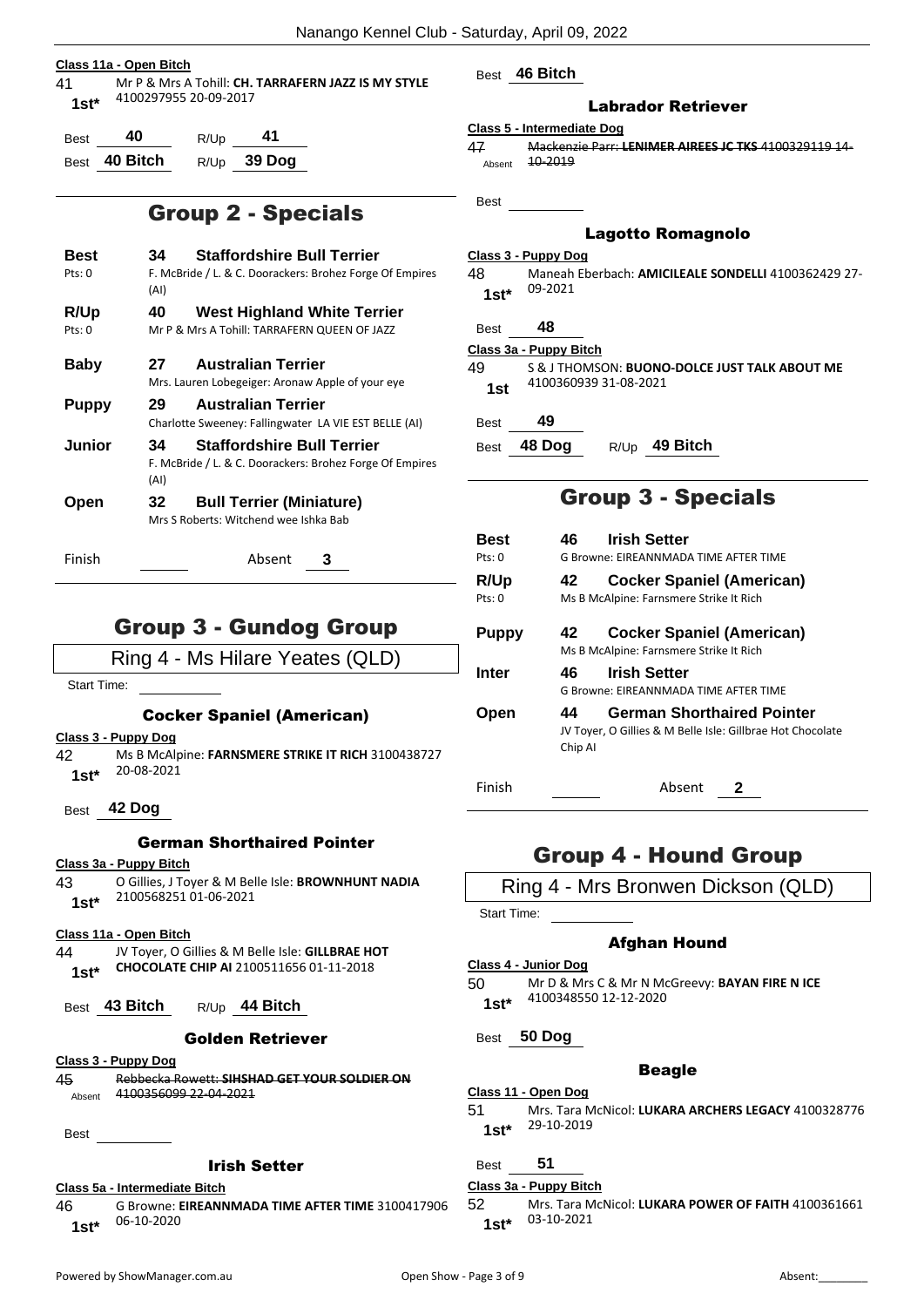**Class 11a - Open Bitch**

41 — 1st* — Mr P & Mrs A Tohill: **CH. TARRAFERN JAZZ IS MY STYLE** 4100297955 20-09-2017

Best **40** R/Up **41**

Best **40 Bitch** R/Up **39 Dog**

## Group 2 - Specials

| | | |
|---|---|---|
| **Best** (Pts: 0) | **34** | **Staffordshire Bull Terrier** F. McBride / L. & C. Doorackers: Brohez Forge Of Empires (AI) |
| **R/Up** (Pts: 0) | **40** | **West Highland White Terrier** Mr P & Mrs A Tohill: TARRAFERN QUEEN OF JAZZ |
| **Baby** | **27** | **Australian Terrier** Mrs. Lauren Lobegeiger: Aronaw Apple of your eye |
| **Puppy** | **29** | **Australian Terrier** Charlotte Sweeney: Fallingwater LA VIE EST BELLE (AI) |
| **Junior** | **34** | **Staffordshire Bull Terrier** F. McBride / L. & C. Doorackers: Brohez Forge Of Empires (AI) |
| **Open** | **32** | **Bull Terrier (Miniature)** Mrs S Roberts: Witchend wee Ishka Bab |

Finish ______ Absent **3**

## Group 3 - Gundog Group

Ring 4 - Ms Hilare Yeates (QLD)

Start Time: ______

### Cocker Spaniel (American)

**Class 3 - Puppy Dog**

42 — 1st* — Ms B McAlpine: **FARNSMERE STRIKE IT RICH** 3100438727 20-08-2021

Best **42 Dog**

### German Shorthaired Pointer

**Class 3a - Puppy Bitch**

43 — 1st* — O Gillies, J Toyer & M Belle Isle: **BROWNHUNT NADIA** 2100568251 01-06-2021

**Class 11a - Open Bitch**

44 — 1st* — JV Toyer, O Gillies & M Belle Isle: **GILLBRAE HOT CHOCOLATE CHIP AI** 2100511656 01-11-2018

Best **43 Bitch** R/Up **44 Bitch**

### Golden Retriever

**Class 3 - Puppy Dog**

~~45~~ — Absent — ~~Rebbecka Rowett: **SIHSHAD GET YOUR SOLDIER ON** 4100356099 22-04-2021~~

Best ______

### Irish Setter

**Class 5a - Intermediate Bitch**

46 — 1st* — G Browne: **EIREANNMADA TIME AFTER TIME** 3100417906 06-10-2020

Best **46 Bitch**

### Labrador Retriever

**Class 5 - Intermediate Dog**

~~47~~ — Absent — ~~Mackenzie Parr: **LENIMER AIREES JC TKS** 4100329119 14-10-2019~~

Best ______

### Lagotto Romagnolo

**Class 3 - Puppy Dog**

48 — 1st* — Maneah Eberbach: **AMICILEALE SONDELLI** 4100362429 27-09-2021

Best **48**

**Class 3a - Puppy Bitch**

49 — 1st — S & J THOMSON: **BUONO-DOLCE JUST TALK ABOUT ME** 4100360939 31-08-2021

Best **49**

Best **48 Dog** R/Up **49 Bitch**

## Group 3 - Specials

| | | |
|---|---|---|
| **Best** (Pts: 0) | **46** | **Irish Setter** G Browne: EIREANNMADA TIME AFTER TIME |
| **R/Up** (Pts: 0) | **42** | **Cocker Spaniel (American)** Ms B McAlpine: Farnsmere Strike It Rich |
| **Puppy** | **42** | **Cocker Spaniel (American)** Ms B McAlpine: Farnsmere Strike It Rich |
| **Inter** | **46** | **Irish Setter** G Browne: EIREANNMADA TIME AFTER TIME |
| **Open** | **44** | **German Shorthaired Pointer** JV Toyer, O Gillies & M Belle Isle: Gillbrae Hot Chocolate Chip AI |

Finish ______ Absent **2**

## Group 4 - Hound Group

Ring 4 - Mrs Bronwen Dickson (QLD)

Start Time: ______

### Afghan Hound

**Class 4 - Junior Dog**

50 — 1st* — Mr D & Mrs C & Mr N McGreevy: **BAYAN FIRE N ICE** 4100348550 12-12-2020

Best **50 Dog**

### Beagle

**Class 11 - Open Dog**

51 — 1st* — Mrs. Tara McNicol: **LUKARA ARCHERS LEGACY** 4100328776 29-10-2019

Best **51**

**Class 3a - Puppy Bitch**

52 — 1st* — Mrs. Tara McNicol: **LUKARA POWER OF FAITH** 4100361661 03-10-2021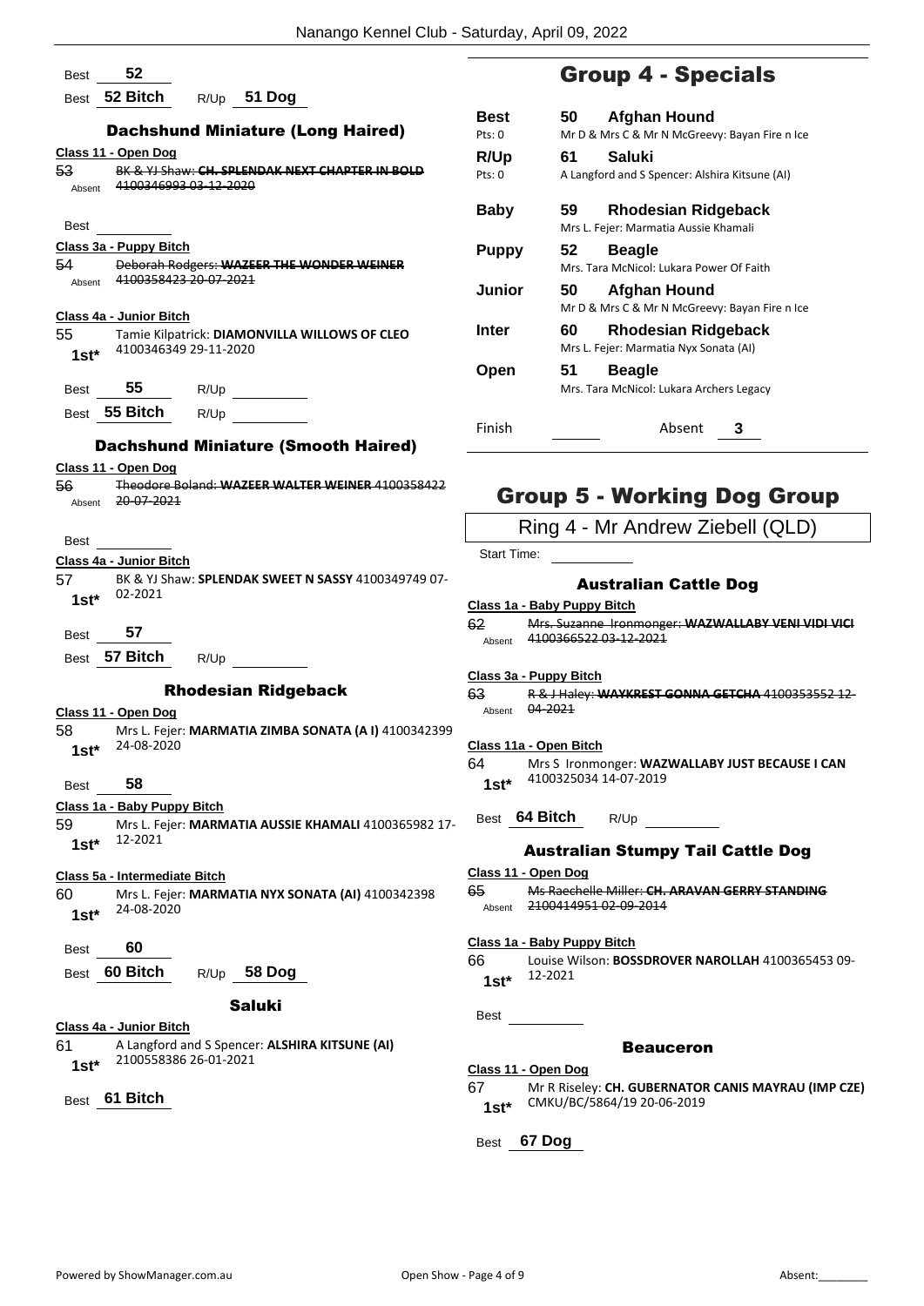Best **52**

Best **52 Bitch** R/Up **51 Dog**

### Dachshund Miniature (Long Haired)

**Class 11 - Open Dog**

53 ~~BK & YJ Shaw: **CH. SPLENDAK NEXT CHAPTER IN BOLD** 4100346993 03-12-2020~~
Absent

Best

**Class 3a - Puppy Bitch**

54 ~~Deborah Rodgers: **WAZEER THE WONDER WEINER** 4100358423 20-07-2021~~
Absent

**Class 4a - Junior Bitch**

55 Tamie Kilpatrick: **DIAMONVILLA WILLOWS OF CLEO** 4100346349 29-11-2020
**1st***

Best **55** R/Up

Best **55 Bitch** R/Up

### Dachshund Miniature (Smooth Haired)

**Class 11 - Open Dog**

56 ~~Theodore Boland: **WAZEER WALTER WEINER** 4100358422 20-07-2021~~
Absent

Best

**Class 4a - Junior Bitch**

57 BK & YJ Shaw: **SPLENDAK SWEET N SASSY** 4100349749 07-02-2021
**1st***

Best **57**

Best **57 Bitch** R/Up

### Rhodesian Ridgeback

**Class 11 - Open Dog**

58 Mrs L. Fejer: **MARMATIA ZIMBA SONATA (A I)** 4100342399 24-08-2020
**1st***

Best **58**

**Class 1a - Baby Puppy Bitch**

59 Mrs L. Fejer: **MARMATIA AUSSIE KHAMALI** 4100365982 17-12-2021
**1st***

**Class 5a - Intermediate Bitch**

60 Mrs L. Fejer: **MARMATIA NYX SONATA (AI)** 4100342398 24-08-2020
**1st***

Best **60**

Best **60 Bitch** R/Up **58 Dog**

### Saluki

**Class 4a - Junior Bitch**

61 A Langford and S Spencer: **ALSHIRA KITSUNE (AI)** 2100558386 26-01-2021
**1st***

Best **61 Bitch**

## Group 4 - Specials

| | | |
|---|---|---|
| **Best** Pts: 0 | **50** | **Afghan Hound** Mr D & Mrs C & Mr N McGreevy: Bayan Fire n Ice |
| **R/Up** Pts: 0 | **61** | **Saluki** A Langford and S Spencer: Alshira Kitsune (AI) |
| **Baby** | **59** | **Rhodesian Ridgeback** Mrs L. Fejer: Marmatia Aussie Khamali |
| **Puppy** | **52** | **Beagle** Mrs. Tara McNicol: Lukara Power Of Faith |
| **Junior** | **50** | **Afghan Hound** Mr D & Mrs C & Mr N McGreevy: Bayan Fire n Ice |
| **Inter** | **60** | **Rhodesian Ridgeback** Mrs L. Fejer: Marmatia Nyx Sonata (AI) |
| **Open** | **51** | **Beagle** Mrs. Tara McNicol: Lukara Archers Legacy |

Finish Absent **3**

## Group 5 - Working Dog Group

Ring 4 - Mr Andrew Ziebell (QLD)

Start Time:

### Australian Cattle Dog

**Class 1a - Baby Puppy Bitch**

62 ~~Mrs. Suzanne Ironmonger: **WAZWALLABY VENI VIDI VICI** 4100366522 03-12-2021~~
Absent

**Class 3a - Puppy Bitch**

63 ~~R & J Haley: **WAYKREST GONNA GETCHA** 4100353552 12-04-2021~~
Absent

**Class 11a - Open Bitch**

64 Mrs S Ironmonger: **WAZWALLABY JUST BECAUSE I CAN** 4100325034 14-07-2019
**1st***

Best **64 Bitch** R/Up

### Australian Stumpy Tail Cattle Dog

**Class 11 - Open Dog**

65 ~~Ms Raechelle Miller: **CH. ARAVAN GERRY STANDING** 2100414951 02-09-2014~~
Absent

**Class 1a - Baby Puppy Bitch**

66 Louise Wilson: **BOSSDROVER NAROLLAH** 4100365453 09-12-2021
**1st***

Best

### Beauceron

**Class 11 - Open Dog**

67 Mr R Riseley: **CH. GUBERNATOR CANIS MAYRAU (IMP CZE)** CMKU/BC/5864/19 20-06-2019
**1st***

Best **67 Dog**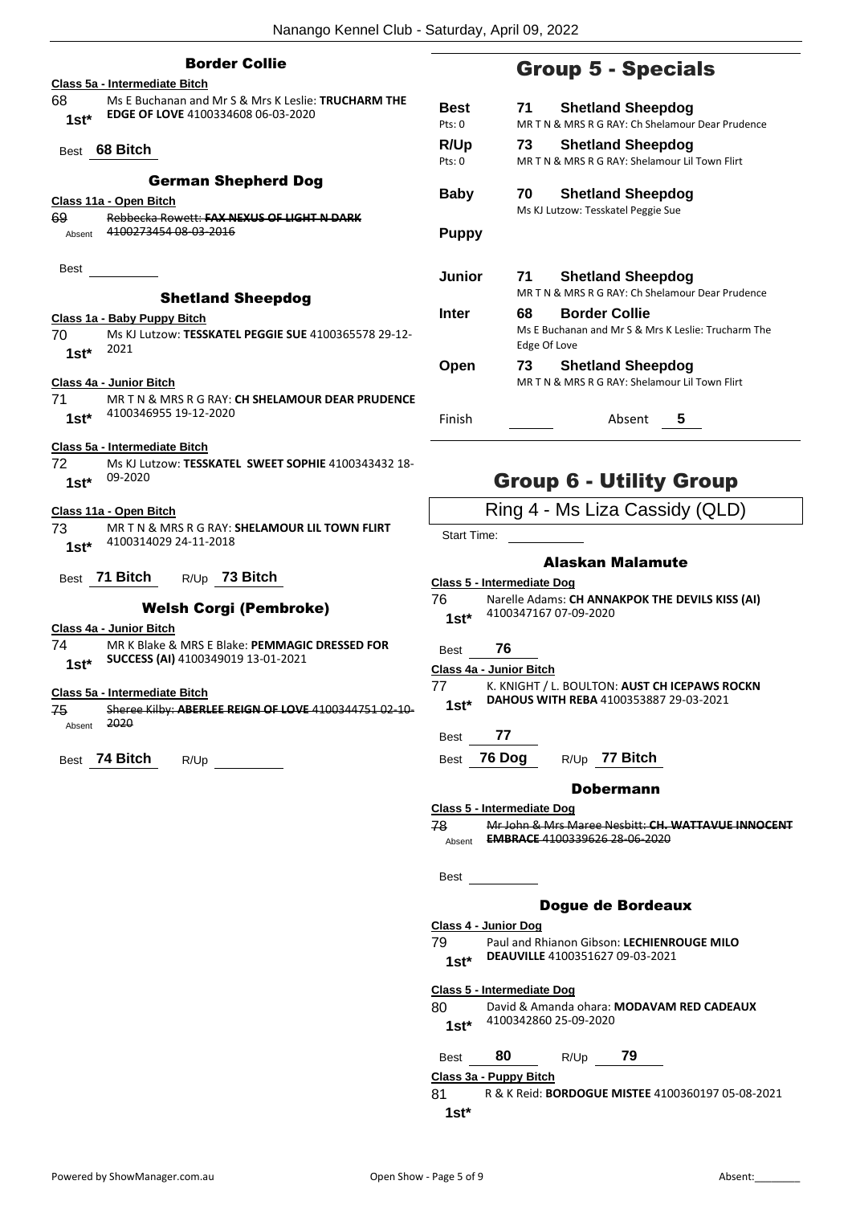### Border Collie

**Class 5a - Intermediate Bitch**

68 1st* Ms E Buchanan and Mr S & Mrs K Leslie: **TRUCHARM THE EDGE OF LOVE** 4100334608 06-03-2020

Best **68 Bitch**

### German Shepherd Dog

**Class 11a - Open Bitch**

69 Absent ~~Rebbecka Rowett: **FAX NEXUS OF LIGHT N DARK** 4100273454 08-03-2016~~

Best

### Shetland Sheepdog

**Class 1a - Baby Puppy Bitch**

70 1st* Ms KJ Lutzow: **TESSKATEL PEGGIE SUE** 4100365578 29-12-2021

**Class 4a - Junior Bitch**

71 1st* MR T N & MRS R G RAY: **CH SHELAMOUR DEAR PRUDENCE** 4100346955 19-12-2020

**Class 5a - Intermediate Bitch**

72 1st* Ms KJ Lutzow: **TESSKATEL SWEET SOPHIE** 4100343432 18-09-2020

**Class 11a - Open Bitch**

73 1st* MR T N & MRS R G RAY: **SHELAMOUR LIL TOWN FLIRT** 4100314029 24-11-2018

Best **71 Bitch** R/Up **73 Bitch**

### Welsh Corgi (Pembroke)

**Class 4a - Junior Bitch**

74 1st* MR K Blake & MRS E Blake: **PEMMAGIC DRESSED FOR SUCCESS (AI)** 4100349019 13-01-2021

**Class 5a - Intermediate Bitch**

75 Absent ~~Sheree Kilby: **ABERLEE REIGN OF LOVE** 4100344751 02-10-2020~~

Best **74 Bitch** R/Up

## Group 5 - Specials

| | | |
|---|---|---|
| **Best** Pts: 0 | **71** | **Shetland Sheepdog** MR T N & MRS R G RAY: Ch Shelamour Dear Prudence |
| **R/Up** Pts: 0 | **73** | **Shetland Sheepdog** MR T N & MRS R G RAY: Shelamour Lil Town Flirt |
| **Baby** | **70** | **Shetland Sheepdog** Ms KJ Lutzow: Tesskatel Peggie Sue |
| **Puppy** | | |
| **Junior** | **71** | **Shetland Sheepdog** MR T N & MRS R G RAY: Ch Shelamour Dear Prudence |
| **Inter** | **68** | **Border Collie** Ms E Buchanan and Mr S & Mrs K Leslie: Trucharm The Edge Of Love |
| **Open** | **73** | **Shetland Sheepdog** MR T N & MRS R G RAY: Shelamour Lil Town Flirt |
| Finish | | Absent **5** |

## Group 6 - Utility Group

Ring 4 - Ms Liza Cassidy (QLD)

Start Time:

### Alaskan Malamute

**Class 5 - Intermediate Dog**

76 1st* Narelle Adams: **CH ANNAKPOK THE DEVILS KISS (AI)** 4100347167 07-09-2020

Best **76**

**Class 4a - Junior Bitch**

77 1st* K. KNIGHT / L. BOULTON: **AUST CH ICEPAWS ROCKN DAHOUS WITH REBA** 4100353887 29-03-2021

Best **77**

Best **76 Dog** R/Up **77 Bitch**

### Dobermann

**Class 5 - Intermediate Dog**

78 Absent ~~Mr John & Mrs Maree Nesbitt: **CH. WATTAVUE INNOCENT EMBRACE** 4100339626 28-06-2020~~

Best

### Dogue de Bordeaux

**Class 4 - Junior Dog**

79 1st* Paul and Rhianon Gibson: **LECHIENROUGE MILO DEAUVILLE** 4100351627 09-03-2021

**Class 5 - Intermediate Dog**

80 1st* David & Amanda ohara: **MODAVAM RED CADEAUX** 4100342860 25-09-2020

Best **80** R/Up **79**

**Class 3a - Puppy Bitch**

81 1st* R & K Reid: **BORDOGUE MISTEE** 4100360197 05-08-2021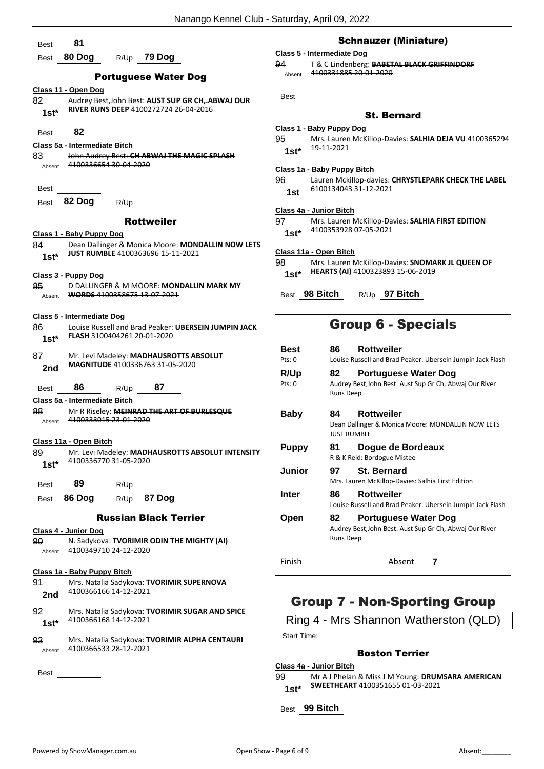Best 81

Best 80 Dog R/Up 79 Dog

### Portuguese Water Dog

**Class 11 - Open Dog**

82 Audrey Best,John Best: **AUST SUP GR CH,.ABWAJ OUR RIVER RUNS DEEP** 4100272724 26-04-2016
1st*

Best 82

**Class 5a - Intermediate Bitch**

83 ~~John Audrey Best: **CH ABWAJ THE MAGIC SPLASH** 4100336654 30-04-2020~~
Absent

Best

Best 82 Dog R/Up

### Rottweiler

**Class 1 - Baby Puppy Dog**

84 Dean Dallinger & Monica Moore: **MONDALLIN NOW LETS JUST RUMBLE** 4100363696 15-11-2021
1st*

**Class 3 - Puppy Dog**

85 ~~D DALLINGER & M MOORE: **MONDALLIN MARK MY WORDS** 4100358675 13-07-2021~~
Absent

**Class 5 - Intermediate Dog**

86 Louise Russell and Brad Peaker: **UBERSEIN JUMPIN JACK FLASH** 3100404261 20-01-2020
1st*

87 Mr. Levi Madeley: **MADHAUSROTTS ABSOLUT MAGNITUDE** 4100336763 31-05-2020
2nd

Best 86 R/Up 87

**Class 5a - Intermediate Bitch**

88 ~~Mr R Riseley: **MEINRAD THE ART OF BURLESQUE** 4100333015 23-01-2020~~
Absent

**Class 11a - Open Bitch**

89 Mr. Levi Madeley: **MADHAUSROTTS ABSOLUT INTENSITY** 4100336770 31-05-2020
1st*

Best 89 R/Up

Best 86 Dog R/Up 87 Dog

### Russian Black Terrier

**Class 4 - Junior Dog**

90 ~~N. Sadykova: **TVORIMIR ODIN THE MIGHTY (AI)** 4100349710 24-12-2020~~
Absent

**Class 1a - Baby Puppy Bitch**

91 Mrs. Natalia Sadykova: **TVORIMIR SUPERNOVA** 4100366166 14-12-2021
2nd

92 Mrs. Natalia Sadykova: **TVORIMIR SUGAR AND SPICE** 4100366168 14-12-2021
1st*

93 ~~Mrs. Natalia Sadykova: **TVORIMIR ALPHA CENTAURI** 4100366533 28-12-2021~~
Absent

Best

### Schnauzer (Miniature)

**Class 5 - Intermediate Dog**

94 ~~T & C Lindenberg: **BABETAL BLACK GRIFFINDORF** 4100331885 20-01-2020~~
Absent

Best

### St. Bernard

**Class 1 - Baby Puppy Dog**

95 Mrs. Lauren McKillop-Davies: **SALHIA DEJA VU** 4100365294 19-11-2021
1st*

**Class 1a - Baby Puppy Bitch**

96 Lauren Mckillop-davies: **CHRYSTLEPARK CHECK THE LABEL** 6100134043 31-12-2021
1st

**Class 4a - Junior Bitch**

97 Mrs. Lauren McKillop-Davies: **SALHIA FIRST EDITION** 4100353928 07-05-2021
1st*

**Class 11a - Open Bitch**

98 Mrs. Lauren McKillop-Davies: **SNOMARK JL QUEEN OF HEARTS (AI)** 4100323893 15-06-2019
1st*

Best 98 Bitch R/Up 97 Bitch

## Group 6 - Specials

| | | |
|---|---|---|
| **Best** (Pts: 0) | 86 | **Rottweiler** Louise Russell and Brad Peaker: Ubersein Jumpin Jack Flash |
| **R/Up** (Pts: 0) | 82 | **Portuguese Water Dog** Audrey Best,John Best: Aust Sup Gr Ch,.Abwaj Our River Runs Deep |
| **Baby** | 84 | **Rottweiler** Dean Dallinger & Monica Moore: MONDALLIN NOW LETS JUST RUMBLE |
| **Puppy** | 81 | **Dogue de Bordeaux** R & K Reid: Bordogue Mistee |
| **Junior** | 97 | **St. Bernard** Mrs. Lauren McKillop-Davies: Salhia First Edition |
| **Inter** | 86 | **Rottweiler** Louise Russell and Brad Peaker: Ubersein Jumpin Jack Flash |
| **Open** | 82 | **Portuguese Water Dog** Audrey Best,John Best: Aust Sup Gr Ch,.Abwaj Our River Runs Deep |

Finish Absent 7

## Group 7 - Non-Sporting Group

Ring 4 - Mrs Shannon Watherston (QLD)

Start Time:

### Boston Terrier

**Class 4a - Junior Bitch**

99 Mr A J Phelan & Miss J M Young: **DRUMSARA AMERICAN SWEETHEART** 4100351655 01-03-2021
1st*

Best 99 Bitch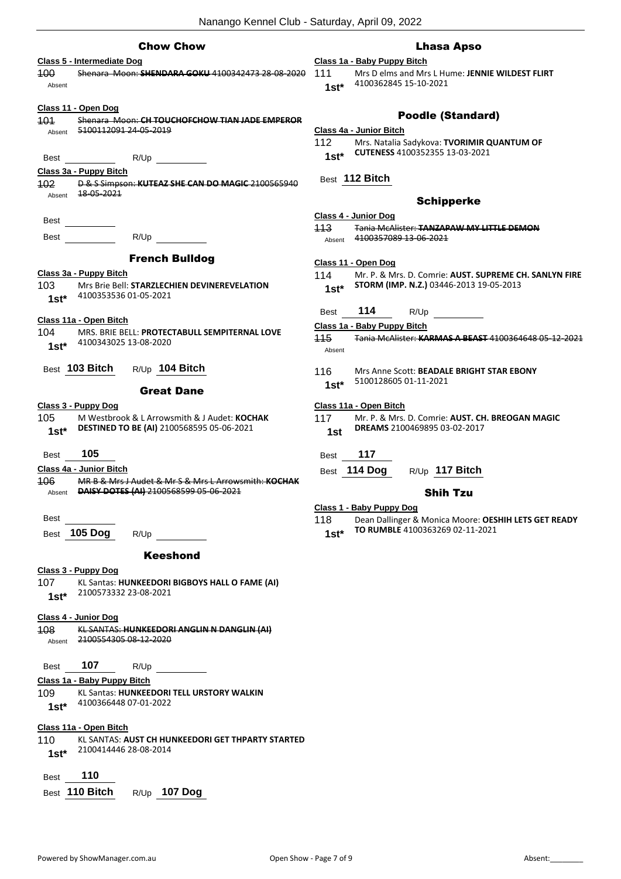## Chow Chow

**Class 5 - Intermediate Dog**

~~100~~ Absent — ~~Shenara Moon: **SHENDARA GOKU** 4100342473 28-08-2020~~

**Class 11 - Open Dog**

~~101~~ Absent — ~~Shenara Moon: **CH TOUCHOFCHOW TIAN JADE EMPEROR** 5100112091 24-05-2019~~

Best ________ R/Up ________

**Class 3a - Puppy Bitch**

~~102~~ Absent — ~~D & S Simpson: **KUTEAZ SHE CAN DO MAGIC** 2100565940 18-05-2021~~

Best ________

Best ________ R/Up ________

## French Bulldog

**Class 3a - Puppy Bitch**

103 — 1st* — Mrs Brie Bell: **STARZLECHIEN DEVINEREVELATION** 4100353536 01-05-2021

**Class 11a - Open Bitch**

104 — 1st* — MRS. BRIE BELL: **PROTECTABULL SEMPITERNAL LOVE** 4100343025 13-08-2020

Best **103 Bitch** R/Up **104 Bitch**

## Great Dane

**Class 3 - Puppy Dog**

105 — 1st* — M Westbrook & L Arrowsmith & J Audet: **KOCHAK DESTINED TO BE (AI)** 2100568595 05-06-2021

Best **105**

**Class 4a - Junior Bitch**

~~106~~ Absent — ~~MR B & Mrs J Audet & Mr S & Mrs L Arrowsmith: **KOCHAK DAISY DOTES (AI)** 2100568599 05-06-2021~~

Best ________

Best **105 Dog** R/Up ________

## Keeshond

**Class 3 - Puppy Dog**

107 — 1st* — KL Santas: **HUNKEEDORI BIGBOYS HALL O FAME (AI)** 2100573332 23-08-2021

**Class 4 - Junior Dog**

~~108~~ Absent — ~~KL SANTAS: **HUNKEEDORI ANGLIN N DANGLIN (AI)** 2100554305 08-12-2020~~

Best **107** R/Up ________

**Class 1a - Baby Puppy Bitch**

109 — 1st* — KL Santas: **HUNKEEDORI TELL URSTORY WALKIN** 4100366448 07-01-2022

**Class 11a - Open Bitch**

110 — 1st* — KL SANTAS: **AUST CH HUNKEEDORI GET THPARTY STARTED** 2100414446 28-08-2014

Best **110**

Best **110 Bitch** R/Up **107 Dog**

## Lhasa Apso

**Class 1a - Baby Puppy Bitch**

111 — 1st* — Mrs D elms and Mrs L Hume: **JENNIE WILDEST FLIRT** 4100362845 15-10-2021

## Poodle (Standard)

**Class 4a - Junior Bitch**

112 — 1st* — Mrs. Natalia Sadykova: **TVORIMIR QUANTUM OF CUTENESS** 4100352355 13-03-2021

Best **112 Bitch**

## Schipperke

**Class 4 - Junior Dog**

~~113~~ Absent — ~~Tania McAlister: **TANZAPAW MY LITTLE DEMON** 4100357089 13-06-2021~~

**Class 11 - Open Dog**

114 — 1st* — Mr. P. & Mrs. D. Comrie: **AUST. SUPREME CH. SANLYN FIRE STORM (IMP. N.Z.)** 03446-2013 19-05-2013

Best **114** R/Up ________

**Class 1a - Baby Puppy Bitch**

~~115~~ Absent — ~~Tania McAlister: **KARMAS A BEAST** 4100364648 05-12-2021~~

116 — 1st* — Mrs Anne Scott: **BEADALE BRIGHT STAR EBONY** 5100128605 01-11-2021

**Class 11a - Open Bitch**

117 — 1st — Mr. P. & Mrs. D. Comrie: **AUST. CH. BREOGAN MAGIC DREAMS** 2100469895 03-02-2017

Best **117**

Best **114 Dog** R/Up **117 Bitch**

## Shih Tzu

**Class 1 - Baby Puppy Dog**

118 — 1st* — Dean Dallinger & Monica Moore: **OESHIH LETS GET READY TO RUMBLE** 4100363269 02-11-2021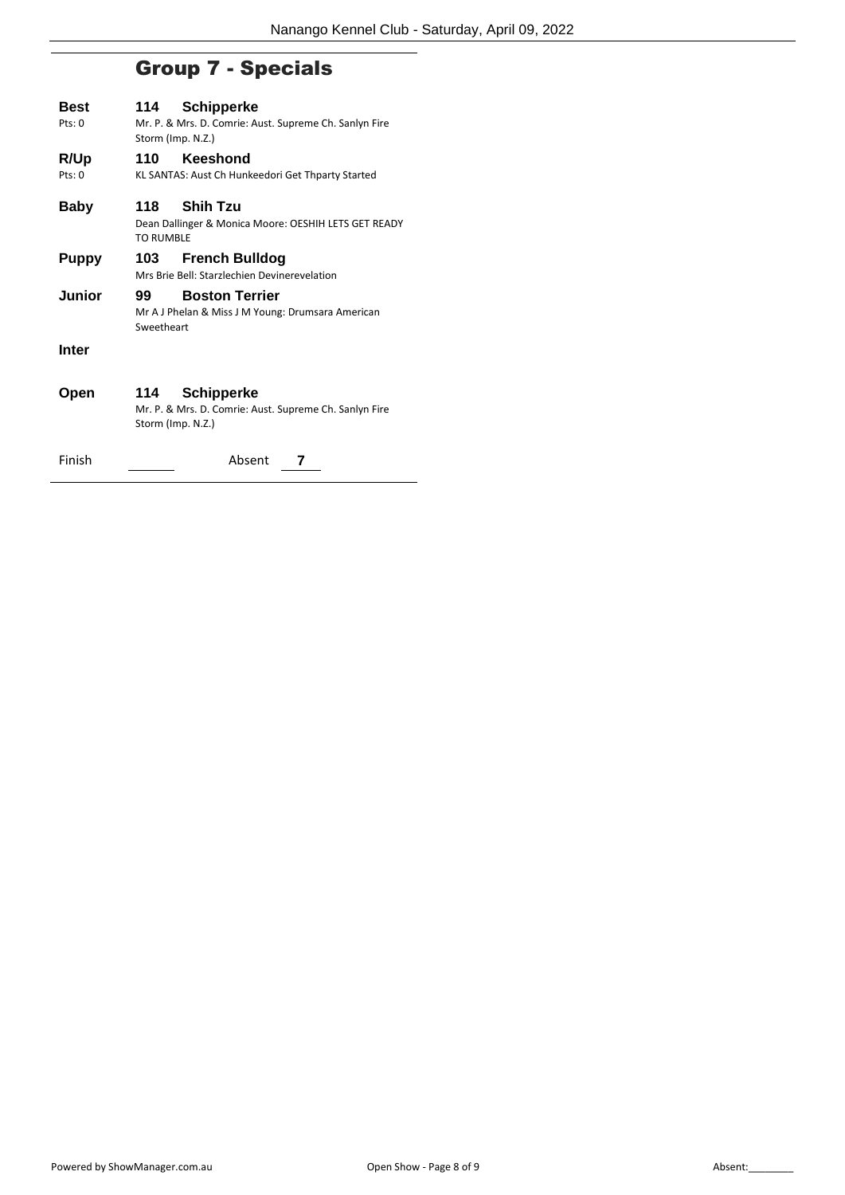## Group 7 - Specials

**Best** — Pts: 0
**114 Schipperke**
Mr. P. & Mrs. D. Comrie: Aust. Supreme Ch. Sanlyn Fire Storm (Imp. N.Z.)

**R/Up** — Pts: 0
**110 Keeshond**
KL SANTAS: Aust Ch Hunkeedori Get Thparty Started

**Baby**
**118 Shih Tzu**
Dean Dallinger & Monica Moore: OESHIH LETS GET READY TO RUMBLE

**Puppy**
**103 French Bulldog**
Mrs Brie Bell: Starzlechien Devinerevelation

**Junior**
**99 Boston Terrier**
Mr A J Phelan & Miss J M Young: Drumsara American Sweetheart

**Inter**

**Open**
**114 Schipperke**
Mr. P. & Mrs. D. Comrie: Aust. Supreme Ch. Sanlyn Fire Storm (Imp. N.Z.)

Finish ______ Absent **7**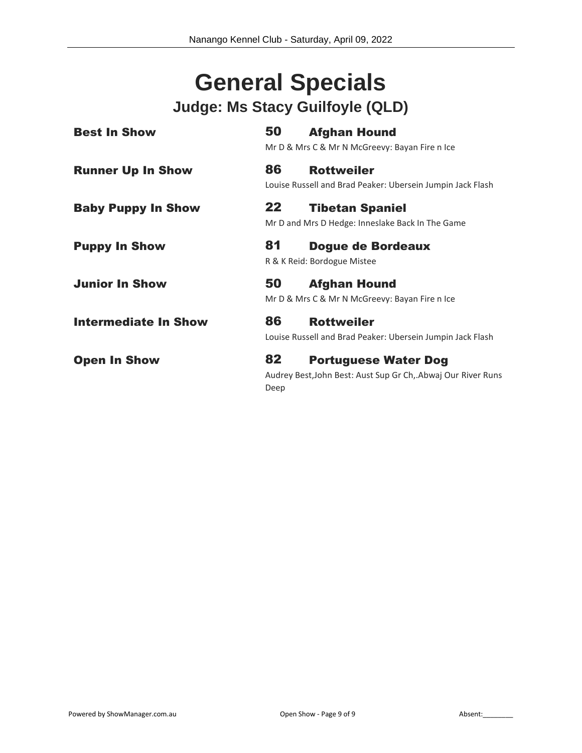# General Specials

## Judge: Ms Stacy Guilfoyle (QLD)

| | | | |
|---|---|---|---|
| **Best In Show** | **50** | **Afghan Hound** | Mr D & Mrs C & Mr N McGreevy: Bayan Fire n Ice |
| **Runner Up In Show** | **86** | **Rottweiler** | Louise Russell and Brad Peaker: Ubersein Jumpin Jack Flash |
| **Baby Puppy In Show** | **22** | **Tibetan Spaniel** | Mr D and Mrs D Hedge: Inneslake Back In The Game |
| **Puppy In Show** | **81** | **Dogue de Bordeaux** | R & K Reid: Bordogue Mistee |
| **Junior In Show** | **50** | **Afghan Hound** | Mr D & Mrs C & Mr N McGreevy: Bayan Fire n Ice |
| **Intermediate In Show** | **86** | **Rottweiler** | Louise Russell and Brad Peaker: Ubersein Jumpin Jack Flash |
| **Open In Show** | **82** | **Portuguese Water Dog** | Audrey Best,John Best: Aust Sup Gr Ch,.Abwaj Our River Runs Deep |

Open Show

Absent:________